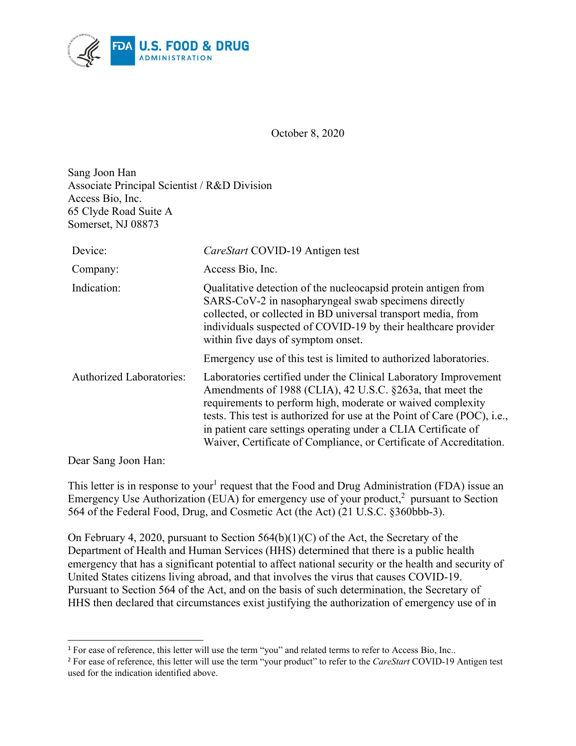October 8, 2020

Sang Joon Han
Associate Principal Scientist / R&D Division
Access Bio, Inc.
65 Clyde Road Suite A
Somerset, NJ 08873

| | |
|---|---|
| Device: | *CareStart* COVID-19 Antigen test |
| Company: | Access Bio, Inc. |
| Indication: | Qualitative detection of the nucleocapsid protein antigen from SARS-CoV-2 in nasopharyngeal swab specimens directly collected, or collected in BD universal transport media, from individuals suspected of COVID-19 by their healthcare provider within five days of symptom onset.<br><br>Emergency use of this test is limited to authorized laboratories. |
| Authorized Laboratories: | Laboratories certified under the Clinical Laboratory Improvement Amendments of 1988 (CLIA), 42 U.S.C. §263a, that meet the requirements to perform high, moderate or waived complexity tests. This test is authorized for use at the Point of Care (POC), i.e., in patient care settings operating under a CLIA Certificate of Waiver, Certificate of Compliance, or Certificate of Accreditation. |

Dear Sang Joon Han:

This letter is in response to your[1] request that the Food and Drug Administration (FDA) issue an Emergency Use Authorization (EUA) for emergency use of your product,[2] pursuant to Section 564 of the Federal Food, Drug, and Cosmetic Act (the Act) (21 U.S.C. §360bbb-3).

On February 4, 2020, pursuant to Section 564(b)(1)(C) of the Act, the Secretary of the Department of Health and Human Services (HHS) determined that there is a public health emergency that has a significant potential to affect national security or the health and security of United States citizens living abroad, and that involves the virus that causes COVID-19. Pursuant to Section 564 of the Act, and on the basis of such determination, the Secretary of HHS then declared that circumstances exist justifying the authorization of emergency use of in

[1] For ease of reference, this letter will use the term "you" and related terms to refer to Access Bio, Inc..

[2] For ease of reference, this letter will use the term "your product" to refer to the *CareStart* COVID-19 Antigen test used for the indication identified above.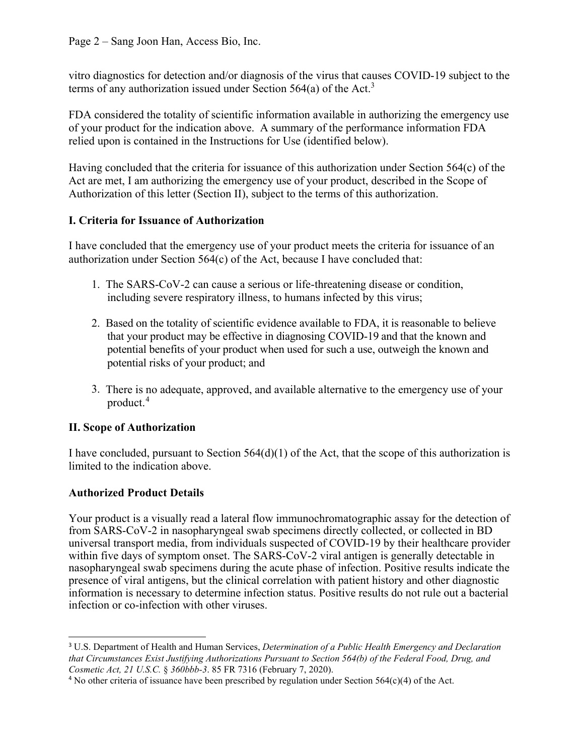vitro diagnostics for detection and/or diagnosis of the virus that causes COVID-19 subject to the terms of any authorization issued under Section 564(a) of the Act.[3]

FDA considered the totality of scientific information available in authorizing the emergency use of your product for the indication above. A summary of the performance information FDA relied upon is contained in the Instructions for Use (identified below).

Having concluded that the criteria for issuance of this authorization under Section 564(c) of the Act are met, I am authorizing the emergency use of your product, described in the Scope of Authorization of this letter (Section II), subject to the terms of this authorization.

## I. Criteria for Issuance of Authorization

I have concluded that the emergency use of your product meets the criteria for issuance of an authorization under Section 564(c) of the Act, because I have concluded that:

1. The SARS-CoV-2 can cause a serious or life-threatening disease or condition, including severe respiratory illness, to humans infected by this virus;

2. Based on the totality of scientific evidence available to FDA, it is reasonable to believe that your product may be effective in diagnosing COVID-19 and that the known and potential benefits of your product when used for such a use, outweigh the known and potential risks of your product; and

3. There is no adequate, approved, and available alternative to the emergency use of your product.[4]

## II. Scope of Authorization

I have concluded, pursuant to Section 564(d)(1) of the Act, that the scope of this authorization is limited to the indication above.

### Authorized Product Details

Your product is a visually read a lateral flow immunochromatographic assay for the detection of from SARS-CoV-2 in nasopharyngeal swab specimens directly collected, or collected in BD universal transport media, from individuals suspected of COVID-19 by their healthcare provider within five days of symptom onset. The SARS-CoV-2 viral antigen is generally detectable in nasopharyngeal swab specimens during the acute phase of infection. Positive results indicate the presence of viral antigens, but the clinical correlation with patient history and other diagnostic information is necessary to determine infection status. Positive results do not rule out a bacterial infection or co-infection with other viruses.

---

[3] U.S. Department of Health and Human Services, *Determination of a Public Health Emergency and Declaration that Circumstances Exist Justifying Authorizations Pursuant to Section 564(b) of the Federal Food, Drug, and Cosmetic Act, 21 U.S.C.* § *360bbb-3*. 85 FR 7316 (February 7, 2020).

[4] No other criteria of issuance have been prescribed by regulation under Section 564(c)(4) of the Act.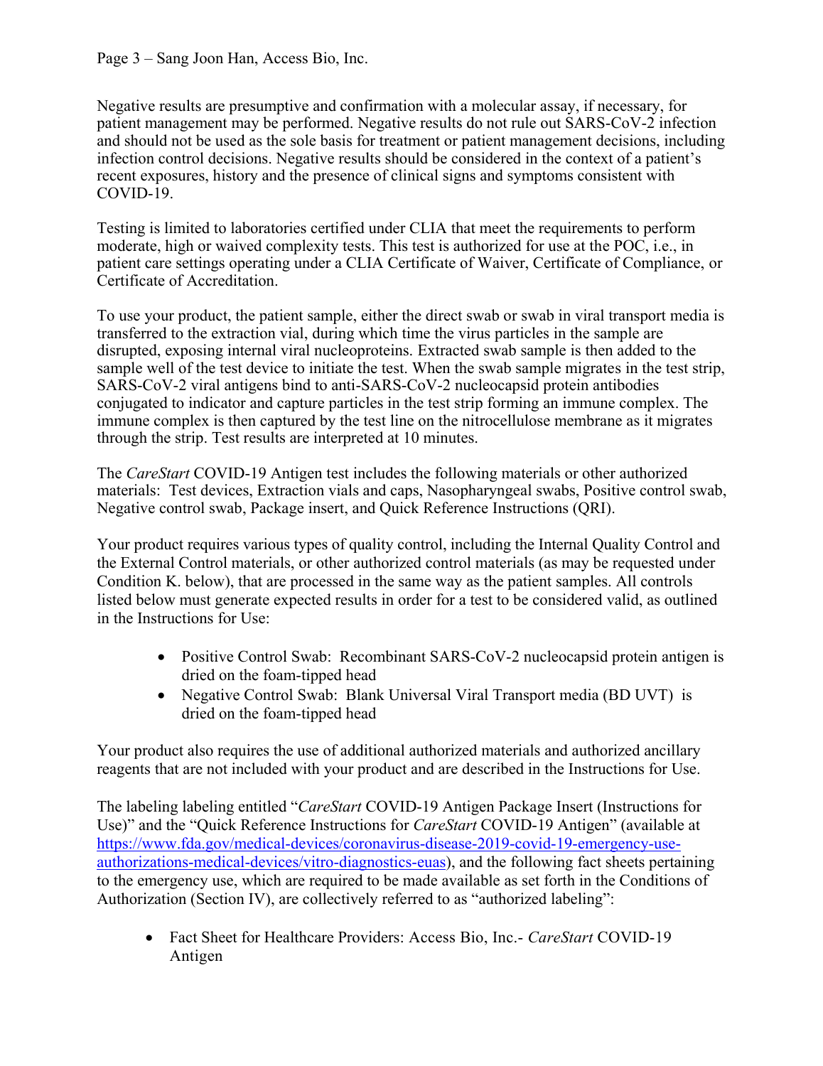Negative results are presumptive and confirmation with a molecular assay, if necessary, for patient management may be performed. Negative results do not rule out SARS-CoV-2 infection and should not be used as the sole basis for treatment or patient management decisions, including infection control decisions. Negative results should be considered in the context of a patient's recent exposures, history and the presence of clinical signs and symptoms consistent with COVID-19.

Testing is limited to laboratories certified under CLIA that meet the requirements to perform moderate, high or waived complexity tests. This test is authorized for use at the POC, i.e., in patient care settings operating under a CLIA Certificate of Waiver, Certificate of Compliance, or Certificate of Accreditation.

To use your product, the patient sample, either the direct swab or swab in viral transport media is transferred to the extraction vial, during which time the virus particles in the sample are disrupted, exposing internal viral nucleoproteins. Extracted swab sample is then added to the sample well of the test device to initiate the test. When the swab sample migrates in the test strip, SARS-CoV-2 viral antigens bind to anti-SARS-CoV-2 nucleocapsid protein antibodies conjugated to indicator and capture particles in the test strip forming an immune complex. The immune complex is then captured by the test line on the nitrocellulose membrane as it migrates through the strip. Test results are interpreted at 10 minutes.

The *CareStart* COVID-19 Antigen test includes the following materials or other authorized materials: Test devices, Extraction vials and caps, Nasopharyngeal swabs, Positive control swab, Negative control swab, Package insert, and Quick Reference Instructions (QRI).

Your product requires various types of quality control, including the Internal Quality Control and the External Control materials, or other authorized control materials (as may be requested under Condition K. below), that are processed in the same way as the patient samples. All controls listed below must generate expected results in order for a test to be considered valid, as outlined in the Instructions for Use:

- Positive Control Swab: Recombinant SARS-CoV-2 nucleocapsid protein antigen is dried on the foam-tipped head
- Negative Control Swab: Blank Universal Viral Transport media (BD UVT) is dried on the foam-tipped head

Your product also requires the use of additional authorized materials and authorized ancillary reagents that are not included with your product and are described in the Instructions for Use.

The labeling labeling entitled "*CareStart* COVID-19 Antigen Package Insert (Instructions for Use)" and the "Quick Reference Instructions for *CareStart* COVID-19 Antigen" (available at [https://www.fda.gov/medical-devices/coronavirus-disease-2019-covid-19-emergency-use-authorizations-medical-devices/vitro-diagnostics-euas](https://www.fda.gov/medical-devices/coronavirus-disease-2019-covid-19-emergency-use-authorizations-medical-devices/vitro-diagnostics-euas)), and the following fact sheets pertaining to the emergency use, which are required to be made available as set forth in the Conditions of Authorization (Section IV), are collectively referred to as "authorized labeling":

- Fact Sheet for Healthcare Providers: Access Bio, Inc.- *CareStart* COVID-19 Antigen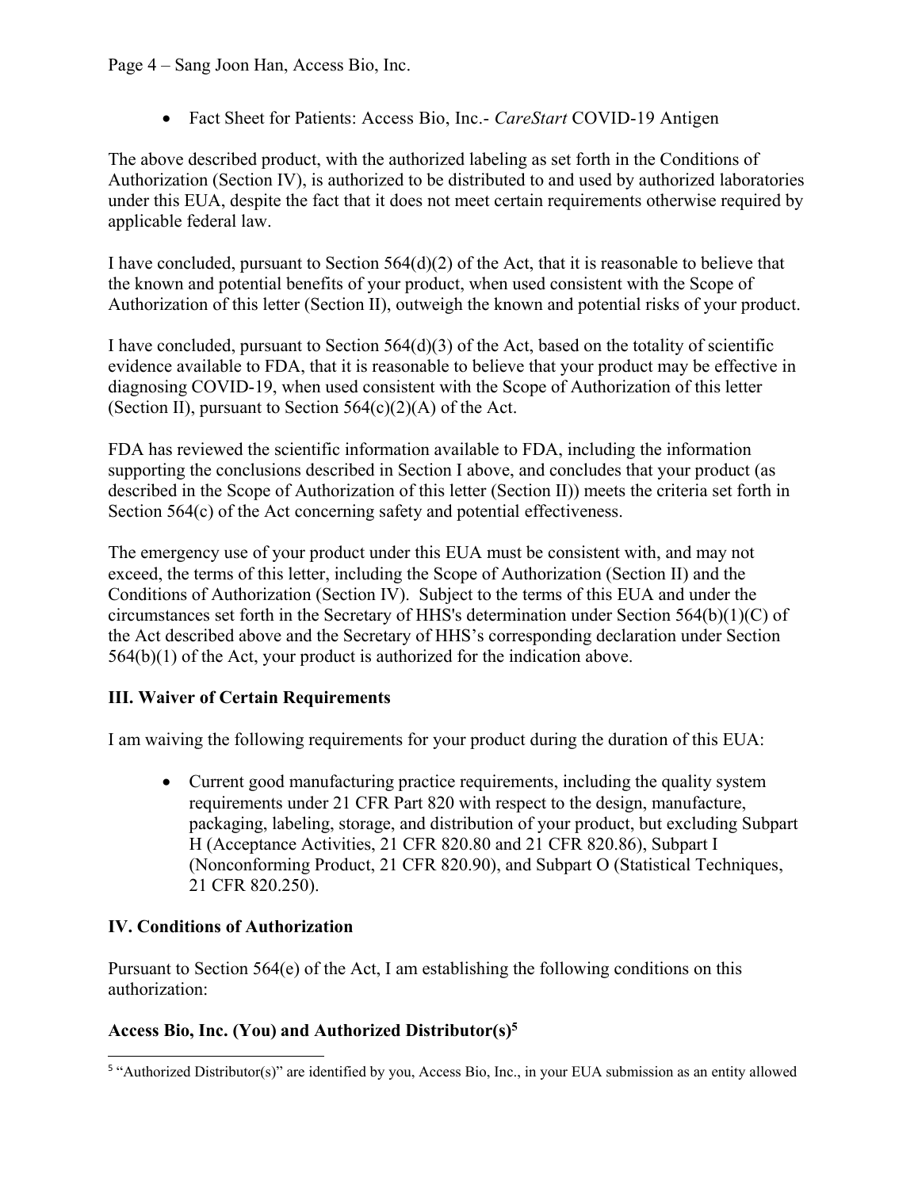- Fact Sheet for Patients: Access Bio, Inc.- *CareStart* COVID-19 Antigen

The above described product, with the authorized labeling as set forth in the Conditions of Authorization (Section IV), is authorized to be distributed to and used by authorized laboratories under this EUA, despite the fact that it does not meet certain requirements otherwise required by applicable federal law.

I have concluded, pursuant to Section 564(d)(2) of the Act, that it is reasonable to believe that the known and potential benefits of your product, when used consistent with the Scope of Authorization of this letter (Section II), outweigh the known and potential risks of your product.

I have concluded, pursuant to Section 564(d)(3) of the Act, based on the totality of scientific evidence available to FDA, that it is reasonable to believe that your product may be effective in diagnosing COVID-19, when used consistent with the Scope of Authorization of this letter (Section II), pursuant to Section 564(c)(2)(A) of the Act.

FDA has reviewed the scientific information available to FDA, including the information supporting the conclusions described in Section I above, and concludes that your product (as described in the Scope of Authorization of this letter (Section II)) meets the criteria set forth in Section 564(c) of the Act concerning safety and potential effectiveness.

The emergency use of your product under this EUA must be consistent with, and may not exceed, the terms of this letter, including the Scope of Authorization (Section II) and the Conditions of Authorization (Section IV). Subject to the terms of this EUA and under the circumstances set forth in the Secretary of HHS's determination under Section 564(b)(1)(C) of the Act described above and the Secretary of HHS's corresponding declaration under Section 564(b)(1) of the Act, your product is authorized for the indication above.

## III. Waiver of Certain Requirements

I am waiving the following requirements for your product during the duration of this EUA:

- Current good manufacturing practice requirements, including the quality system requirements under 21 CFR Part 820 with respect to the design, manufacture, packaging, labeling, storage, and distribution of your product, but excluding Subpart H (Acceptance Activities, 21 CFR 820.80 and 21 CFR 820.86), Subpart I (Nonconforming Product, 21 CFR 820.90), and Subpart O (Statistical Techniques, 21 CFR 820.250).

## IV. Conditions of Authorization

Pursuant to Section 564(e) of the Act, I am establishing the following conditions on this authorization:

### Access Bio, Inc. (You) and Authorized Distributor(s)[5]

[5] "Authorized Distributor(s)" are identified by you, Access Bio, Inc., in your EUA submission as an entity allowed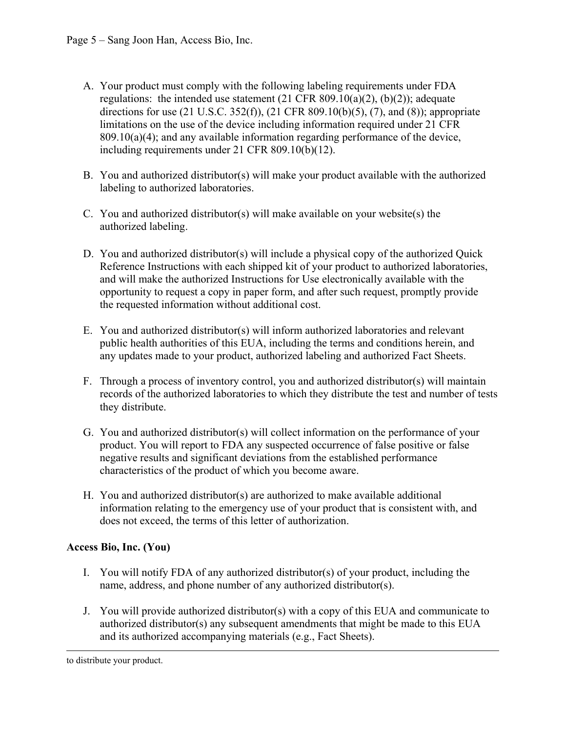A. Your product must comply with the following labeling requirements under FDA regulations: the intended use statement (21 CFR 809.10(a)(2), (b)(2)); adequate directions for use (21 U.S.C. 352(f)), (21 CFR 809.10(b)(5), (7), and (8)); appropriate limitations on the use of the device including information required under 21 CFR 809.10(a)(4); and any available information regarding performance of the device, including requirements under 21 CFR 809.10(b)(12).

B. You and authorized distributor(s) will make your product available with the authorized labeling to authorized laboratories.

C. You and authorized distributor(s) will make available on your website(s) the authorized labeling.

D. You and authorized distributor(s) will include a physical copy of the authorized Quick Reference Instructions with each shipped kit of your product to authorized laboratories, and will make the authorized Instructions for Use electronically available with the opportunity to request a copy in paper form, and after such request, promptly provide the requested information without additional cost.

E. You and authorized distributor(s) will inform authorized laboratories and relevant public health authorities of this EUA, including the terms and conditions herein, and any updates made to your product, authorized labeling and authorized Fact Sheets.

F. Through a process of inventory control, you and authorized distributor(s) will maintain records of the authorized laboratories to which they distribute the test and number of tests they distribute.

G. You and authorized distributor(s) will collect information on the performance of your product. You will report to FDA any suspected occurrence of false positive or false negative results and significant deviations from the established performance characteristics of the product of which you become aware.

H. You and authorized distributor(s) are authorized to make available additional information relating to the emergency use of your product that is consistent with, and does not exceed, the terms of this letter of authorization.

**Access Bio, Inc. (You)**

I. You will notify FDA of any authorized distributor(s) of your product, including the name, address, and phone number of any authorized distributor(s).

J. You will provide authorized distributor(s) with a copy of this EUA and communicate to authorized distributor(s) any subsequent amendments that might be made to this EUA and its authorized accompanying materials (e.g., Fact Sheets).

---

to distribute your product.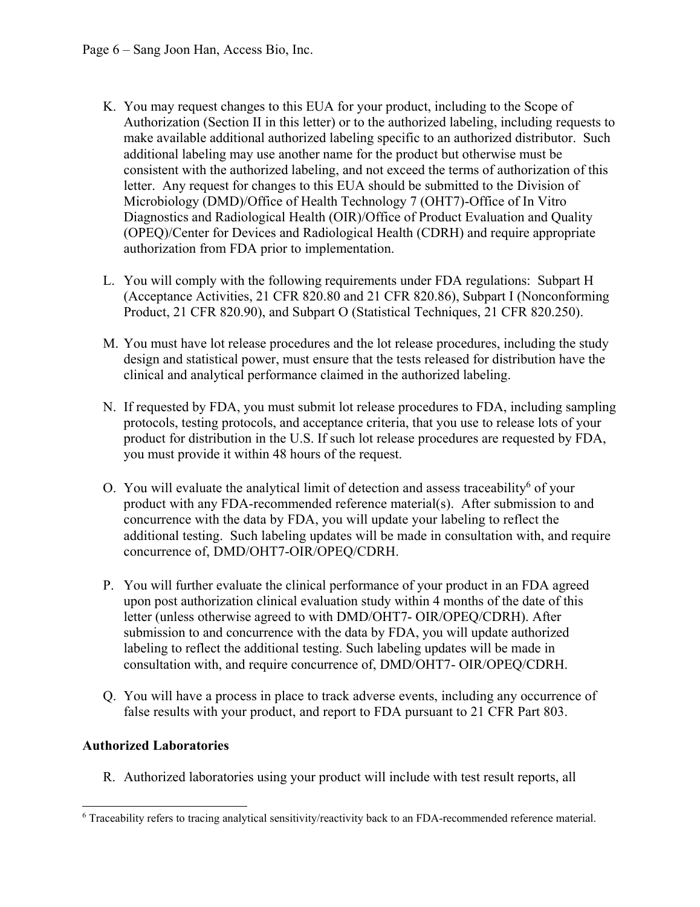K. You may request changes to this EUA for your product, including to the Scope of Authorization (Section II in this letter) or to the authorized labeling, including requests to make available additional authorized labeling specific to an authorized distributor. Such additional labeling may use another name for the product but otherwise must be consistent with the authorized labeling, and not exceed the terms of authorization of this letter. Any request for changes to this EUA should be submitted to the Division of Microbiology (DMD)/Office of Health Technology 7 (OHT7)-Office of In Vitro Diagnostics and Radiological Health (OIR)/Office of Product Evaluation and Quality (OPEQ)/Center for Devices and Radiological Health (CDRH) and require appropriate authorization from FDA prior to implementation.

L. You will comply with the following requirements under FDA regulations: Subpart H (Acceptance Activities, 21 CFR 820.80 and 21 CFR 820.86), Subpart I (Nonconforming Product, 21 CFR 820.90), and Subpart O (Statistical Techniques, 21 CFR 820.250).

M. You must have lot release procedures and the lot release procedures, including the study design and statistical power, must ensure that the tests released for distribution have the clinical and analytical performance claimed in the authorized labeling.

N. If requested by FDA, you must submit lot release procedures to FDA, including sampling protocols, testing protocols, and acceptance criteria, that you use to release lots of your product for distribution in the U.S. If such lot release procedures are requested by FDA, you must provide it within 48 hours of the request.

O. You will evaluate the analytical limit of detection and assess traceability[6] of your product with any FDA-recommended reference material(s). After submission to and concurrence with the data by FDA, you will update your labeling to reflect the additional testing. Such labeling updates will be made in consultation with, and require concurrence of, DMD/OHT7-OIR/OPEQ/CDRH.

P. You will further evaluate the clinical performance of your product in an FDA agreed upon post authorization clinical evaluation study within 4 months of the date of this letter (unless otherwise agreed to with DMD/OHT7- OIR/OPEQ/CDRH). After submission to and concurrence with the data by FDA, you will update authorized labeling to reflect the additional testing. Such labeling updates will be made in consultation with, and require concurrence of, DMD/OHT7- OIR/OPEQ/CDRH.

Q. You will have a process in place to track adverse events, including any occurrence of false results with your product, and report to FDA pursuant to 21 CFR Part 803.

**Authorized Laboratories**

R. Authorized laboratories using your product will include with test result reports, all

---

[6] Traceability refers to tracing analytical sensitivity/reactivity back to an FDA-recommended reference material.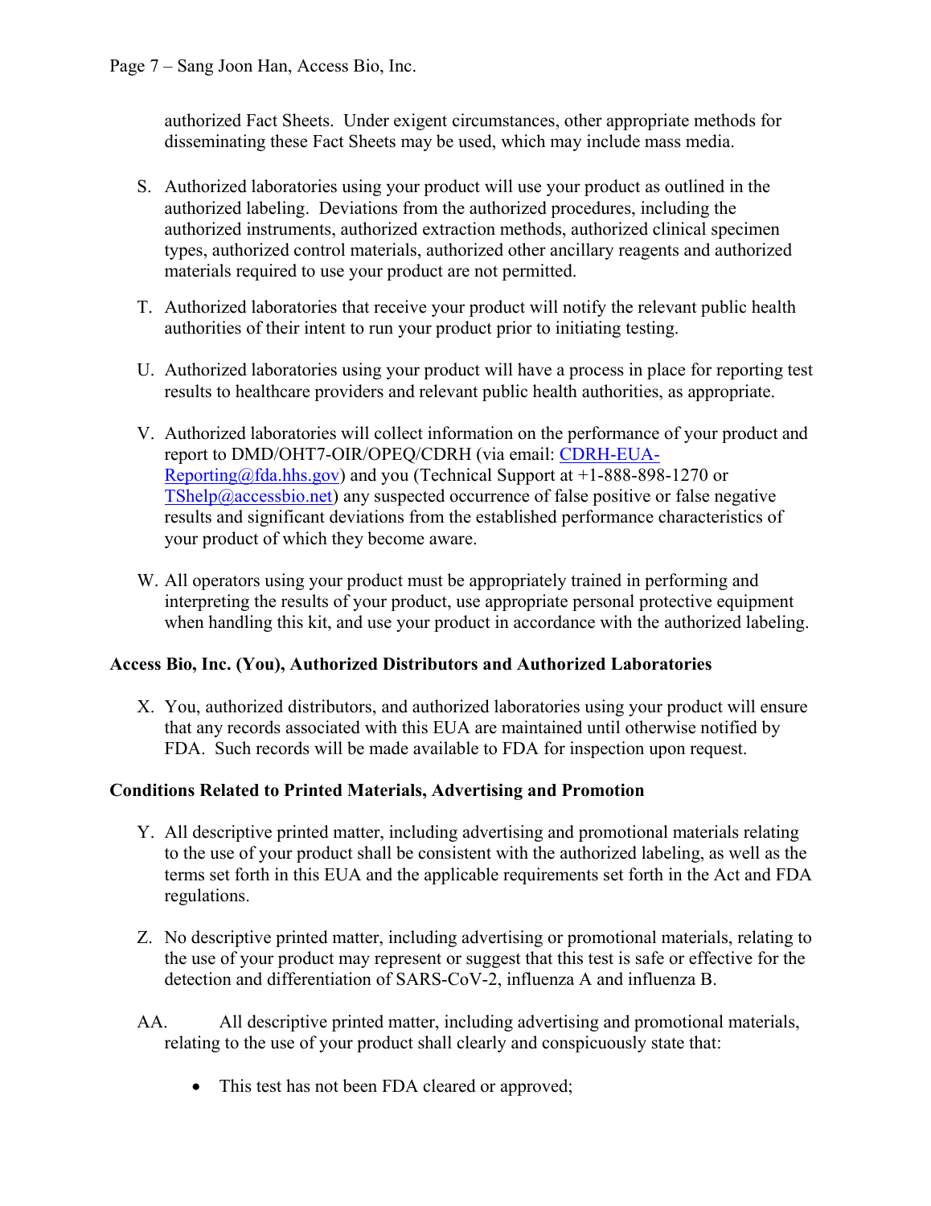authorized Fact Sheets. Under exigent circumstances, other appropriate methods for disseminating these Fact Sheets may be used, which may include mass media.

S. Authorized laboratories using your product will use your product as outlined in the authorized labeling. Deviations from the authorized procedures, including the authorized instruments, authorized extraction methods, authorized clinical specimen types, authorized control materials, authorized other ancillary reagents and authorized materials required to use your product are not permitted.

T. Authorized laboratories that receive your product will notify the relevant public health authorities of their intent to run your product prior to initiating testing.

U. Authorized laboratories using your product will have a process in place for reporting test results to healthcare providers and relevant public health authorities, as appropriate.

V. Authorized laboratories will collect information on the performance of your product and report to DMD/OHT7-OIR/OPEQ/CDRH (via email: CDRH-EUA-Reporting@fda.hhs.gov) and you (Technical Support at +1-888-898-1270 or TShelp@accessbio.net) any suspected occurrence of false positive or false negative results and significant deviations from the established performance characteristics of your product of which they become aware.

W. All operators using your product must be appropriately trained in performing and interpreting the results of your product, use appropriate personal protective equipment when handling this kit, and use your product in accordance with the authorized labeling.

**Access Bio, Inc. (You), Authorized Distributors and Authorized Laboratories**

X. You, authorized distributors, and authorized laboratories using your product will ensure that any records associated with this EUA are maintained until otherwise notified by FDA. Such records will be made available to FDA for inspection upon request.

**Conditions Related to Printed Materials, Advertising and Promotion**

Y. All descriptive printed matter, including advertising and promotional materials relating to the use of your product shall be consistent with the authorized labeling, as well as the terms set forth in this EUA and the applicable requirements set forth in the Act and FDA regulations.

Z. No descriptive printed matter, including advertising or promotional materials, relating to the use of your product may represent or suggest that this test is safe or effective for the detection and differentiation of SARS-CoV-2, influenza A and influenza B.

AA. All descriptive printed matter, including advertising and promotional materials, relating to the use of your product shall clearly and conspicuously state that:

- This test has not been FDA cleared or approved;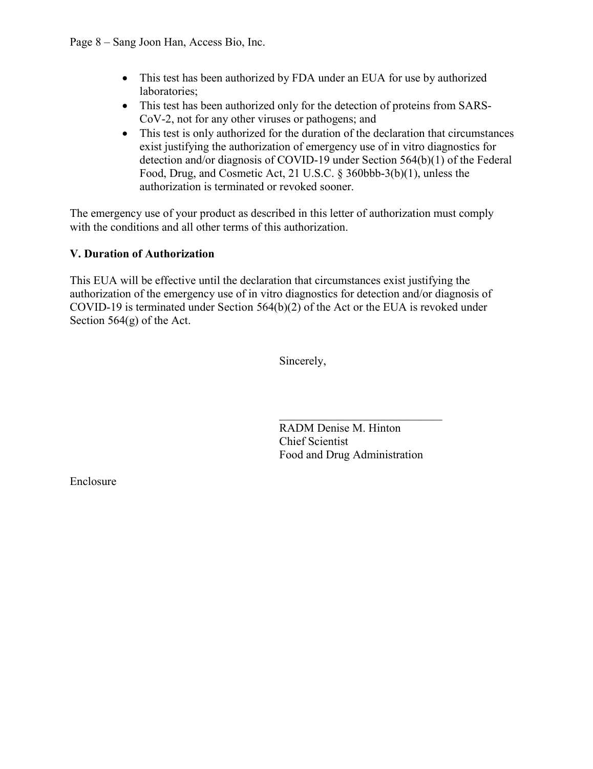- This test has been authorized by FDA under an EUA for use by authorized laboratories;
- This test has been authorized only for the detection of proteins from SARS-CoV-2, not for any other viruses or pathogens; and
- This test is only authorized for the duration of the declaration that circumstances exist justifying the authorization of emergency use of in vitro diagnostics for detection and/or diagnosis of COVID-19 under Section 564(b)(1) of the Federal Food, Drug, and Cosmetic Act, 21 U.S.C. § 360bbb-3(b)(1), unless the authorization is terminated or revoked sooner.

The emergency use of your product as described in this letter of authorization must comply with the conditions and all other terms of this authorization.

**V. Duration of Authorization**

This EUA will be effective until the declaration that circumstances exist justifying the authorization of the emergency use of in vitro diagnostics for detection and/or diagnosis of COVID-19 is terminated under Section 564(b)(2) of the Act or the EUA is revoked under Section 564(g) of the Act.

Sincerely,

\_\_\_\_\_\_\_\_\_\_\_\_\_\_\_\_\_\_\_\_\_\_\_\_\_\_\_\_\_\_

RADM Denise M. Hinton
Chief Scientist
Food and Drug Administration

Enclosure